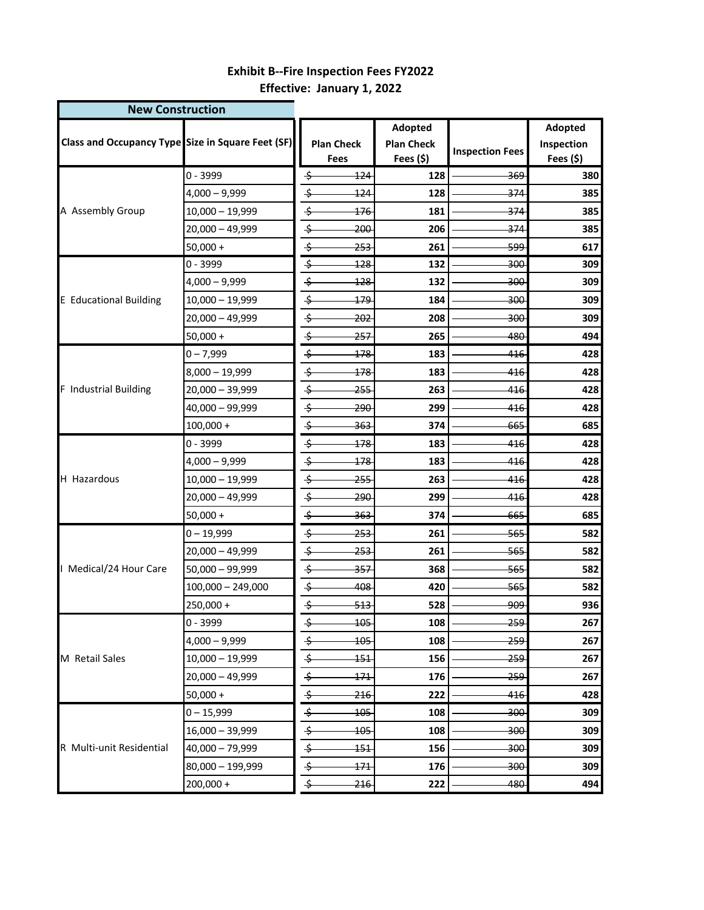# Exhibit B--Fire Inspection Fees FY2022

## Effective: January 1, 2022

| New Construction | | | | | |
|---|---|---|---|---|---|
| Class and Occupancy Type | Size in Square Feet (SF) | Plan Check Fees | Adopted Plan Check Fees ($) | Inspection Fees | Adopted Inspection Fees ($) |
| A Assembly Group | 0 - 3999 | ~~$ 124~~ | 128 | ~~369~~ | 380 |
| | 4,000 – 9,999 | ~~$ 124~~ | 128 | ~~374~~ | 385 |
| | 10,000 – 19,999 | ~~$ 176~~ | 181 | ~~374~~ | 385 |
| | 20,000 – 49,999 | ~~$ 200~~ | 206 | ~~374~~ | 385 |
| | 50,000 + | ~~$ 253~~ | 261 | ~~599~~ | 617 |
| E Educational Building | 0 - 3999 | ~~$ 128~~ | 132 | ~~300~~ | 309 |
| | 4,000 – 9,999 | ~~$ 128~~ | 132 | ~~300~~ | 309 |
| | 10,000 – 19,999 | ~~$ 179~~ | 184 | ~~300~~ | 309 |
| | 20,000 – 49,999 | ~~$ 202~~ | 208 | ~~300~~ | 309 |
| | 50,000 + | ~~$ 257~~ | 265 | ~~480~~ | 494 |
| F Industrial Building | 0 – 7,999 | ~~$ 178~~ | 183 | ~~416~~ | 428 |
| | 8,000 – 19,999 | ~~$ 178~~ | 183 | ~~416~~ | 428 |
| | 20,000 – 39,999 | ~~$ 255~~ | 263 | ~~416~~ | 428 |
| | 40,000 – 99,999 | ~~$ 290~~ | 299 | ~~416~~ | 428 |
| | 100,000 + | ~~$ 363~~ | 374 | ~~665~~ | 685 |
| H Hazardous | 0 - 3999 | ~~$ 178~~ | 183 | ~~416~~ | 428 |
| | 4,000 – 9,999 | ~~$ 178~~ | 183 | ~~416~~ | 428 |
| | 10,000 – 19,999 | ~~$ 255~~ | 263 | ~~416~~ | 428 |
| | 20,000 – 49,999 | ~~$ 290~~ | 299 | ~~416~~ | 428 |
| | 50,000 + | ~~$ 363~~ | 374 | ~~665~~ | 685 |
| I Medical/24 Hour Care | 0 – 19,999 | ~~$ 253~~ | 261 | ~~565~~ | 582 |
| | 20,000 – 49,999 | ~~$ 253~~ | 261 | ~~565~~ | 582 |
| | 50,000 – 99,999 | ~~$ 357~~ | 368 | ~~565~~ | 582 |
| | 100,000 – 249,000 | ~~$ 408~~ | 420 | ~~565~~ | 582 |
| | 250,000 + | ~~$ 513~~ | 528 | ~~909~~ | 936 |
| M Retail Sales | 0 - 3999 | ~~$ 105~~ | 108 | ~~259~~ | 267 |
| | 4,000 – 9,999 | ~~$ 105~~ | 108 | ~~259~~ | 267 |
| | 10,000 – 19,999 | ~~$ 151~~ | 156 | ~~259~~ | 267 |
| | 20,000 – 49,999 | ~~$ 171~~ | 176 | ~~259~~ | 267 |
| | 50,000 + | ~~$ 216~~ | 222 | ~~416~~ | 428 |
| R Multi-unit Residential | 0 – 15,999 | ~~$ 105~~ | 108 | ~~300~~ | 309 |
| | 16,000 – 39,999 | ~~$ 105~~ | 108 | ~~300~~ | 309 |
| | 40,000 – 79,999 | ~~$ 151~~ | 156 | ~~300~~ | 309 |
| | 80,000 – 199,999 | ~~$ 171~~ | 176 | ~~300~~ | 309 |
| | 200,000 + | ~~$ 216~~ | 222 | ~~480~~ | 494 |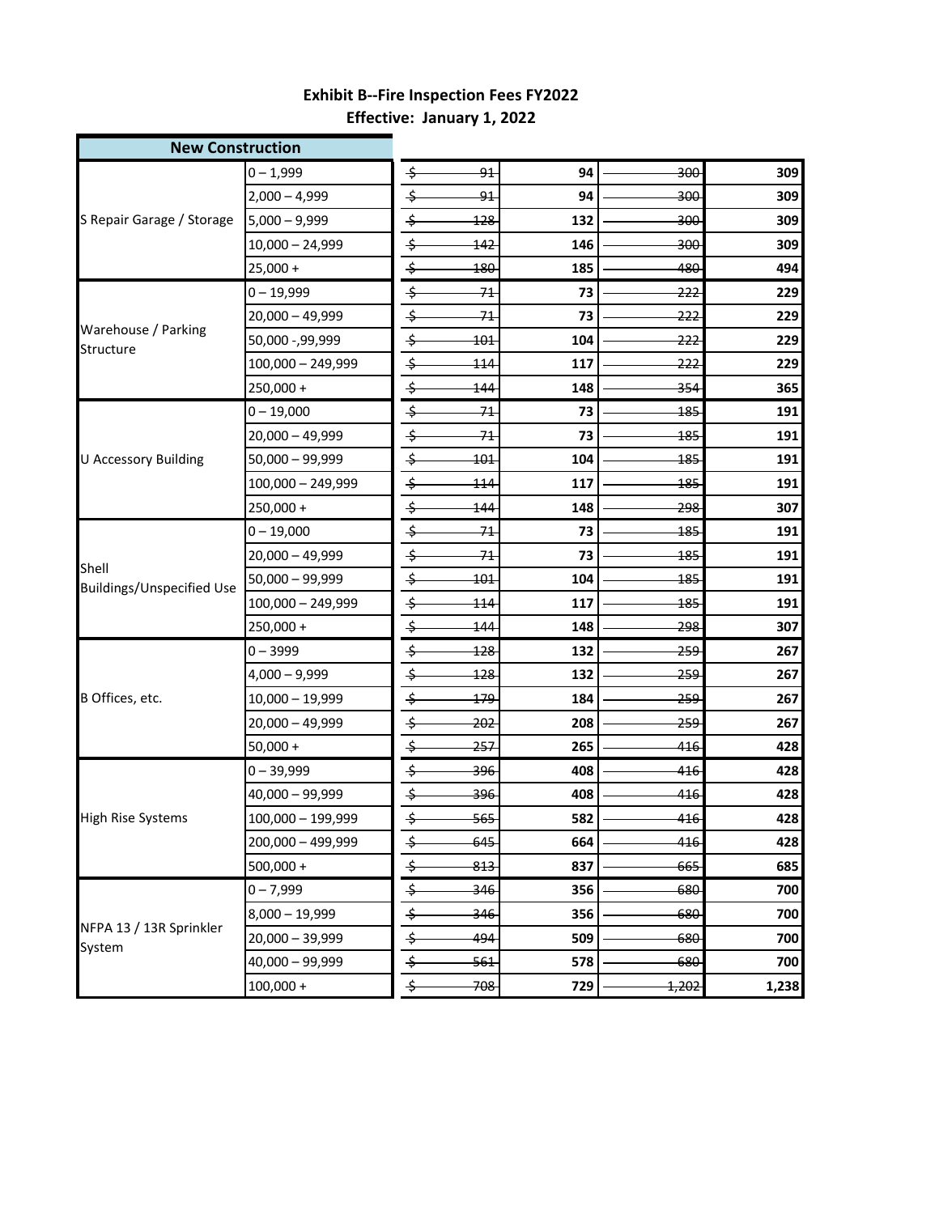**Exhibit B--Fire Inspection Fees FY2022**
**Effective: January 1, 2022**

| New Construction | | | | | |
|---|---|---|---|---|---|
| S Repair Garage / Storage | 0 – 1,999 | ~~$ 91~~ | 94 | ~~300~~ | 309 |
| | 2,000 – 4,999 | ~~$ 91~~ | 94 | ~~300~~ | 309 |
| | 5,000 – 9,999 | ~~$ 128~~ | 132 | ~~300~~ | 309 |
| | 10,000 – 24,999 | ~~$ 142~~ | 146 | ~~300~~ | 309 |
| | 25,000 + | ~~$ 180~~ | 185 | ~~480~~ | 494 |
| Warehouse / Parking Structure | 0 – 19,999 | ~~$ 71~~ | 73 | ~~222~~ | 229 |
| | 20,000 – 49,999 | ~~$ 71~~ | 73 | ~~222~~ | 229 |
| | 50,000 -,99,999 | ~~$ 101~~ | 104 | ~~222~~ | 229 |
| | 100,000 – 249,999 | ~~$ 114~~ | 117 | ~~222~~ | 229 |
| | 250,000 + | ~~$ 144~~ | 148 | ~~354~~ | 365 |
| U Accessory Building | 0 – 19,000 | ~~$ 71~~ | 73 | ~~185~~ | 191 |
| | 20,000 – 49,999 | ~~$ 71~~ | 73 | ~~185~~ | 191 |
| | 50,000 – 99,999 | ~~$ 101~~ | 104 | ~~185~~ | 191 |
| | 100,000 – 249,999 | ~~$ 114~~ | 117 | ~~185~~ | 191 |
| | 250,000 + | ~~$ 144~~ | 148 | ~~298~~ | 307 |
| Shell Buildings/Unspecified Use | 0 – 19,000 | ~~$ 71~~ | 73 | ~~185~~ | 191 |
| | 20,000 – 49,999 | ~~$ 71~~ | 73 | ~~185~~ | 191 |
| | 50,000 – 99,999 | ~~$ 101~~ | 104 | ~~185~~ | 191 |
| | 100,000 – 249,999 | ~~$ 114~~ | 117 | ~~185~~ | 191 |
| | 250,000 + | ~~$ 144~~ | 148 | ~~298~~ | 307 |
| B Offices, etc. | 0 – 3999 | ~~$ 128~~ | 132 | ~~259~~ | 267 |
| | 4,000 – 9,999 | ~~$ 128~~ | 132 | ~~259~~ | 267 |
| | 10,000 – 19,999 | ~~$ 179~~ | 184 | ~~259~~ | 267 |
| | 20,000 – 49,999 | ~~$ 202~~ | 208 | ~~259~~ | 267 |
| | 50,000 + | ~~$ 257~~ | 265 | ~~416~~ | 428 |
| High Rise Systems | 0 – 39,999 | ~~$ 396~~ | 408 | ~~416~~ | 428 |
| | 40,000 – 99,999 | ~~$ 396~~ | 408 | ~~416~~ | 428 |
| | 100,000 – 199,999 | ~~$ 565~~ | 582 | ~~416~~ | 428 |
| | 200,000 – 499,999 | ~~$ 645~~ | 664 | ~~416~~ | 428 |
| | 500,000 + | ~~$ 813~~ | 837 | ~~665~~ | 685 |
| NFPA 13 / 13R Sprinkler System | 0 – 7,999 | ~~$ 346~~ | 356 | ~~680~~ | 700 |
| | 8,000 – 19,999 | ~~$ 346~~ | 356 | ~~680~~ | 700 |
| | 20,000 – 39,999 | ~~$ 494~~ | 509 | ~~680~~ | 700 |
| | 40,000 – 99,999 | ~~$ 561~~ | 578 | ~~680~~ | 700 |
| | 100,000 + | ~~$ 708~~ | 729 | ~~1,202~~ | 1,238 |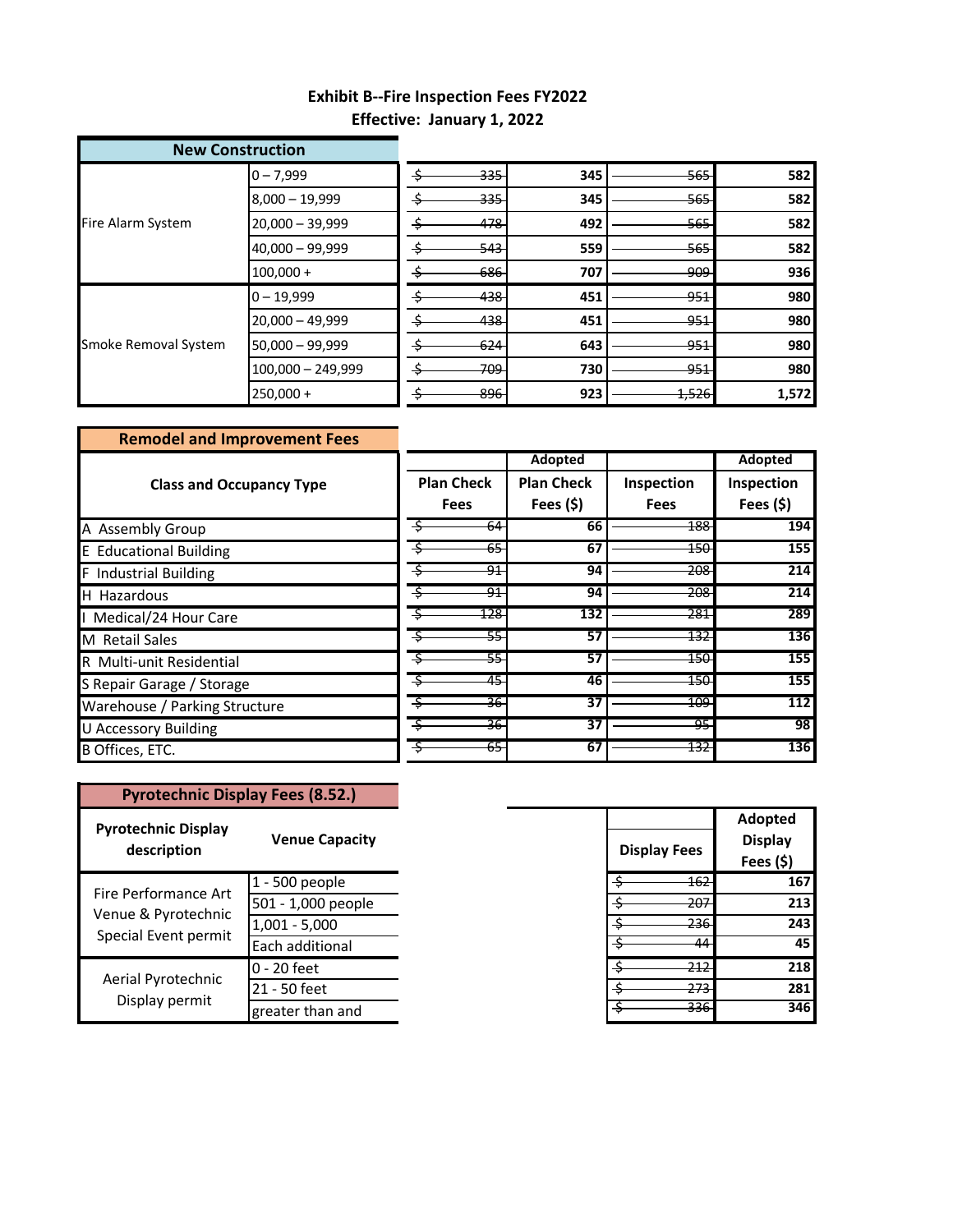**Exhibit B--Fire Inspection Fees FY2022**
**Effective: January 1, 2022**

## New Construction

| | | | | | |
|---|---|---|---|---|---|
| Fire Alarm System | 0 – 7,999 | ~~$ 335~~ | 345 | ~~565~~ | 582 |
| | 8,000 – 19,999 | ~~$ 335~~ | 345 | ~~565~~ | 582 |
| | 20,000 – 39,999 | ~~$ 478~~ | 492 | ~~565~~ | 582 |
| | 40,000 – 99,999 | ~~$ 543~~ | 559 | ~~565~~ | 582 |
| | 100,000 + | ~~$ 686~~ | 707 | ~~909~~ | 936 |
| Smoke Removal System | 0 – 19,999 | ~~$ 438~~ | 451 | ~~951~~ | 980 |
| | 20,000 – 49,999 | ~~$ 438~~ | 451 | ~~951~~ | 980 |
| | 50,000 – 99,999 | ~~$ 624~~ | 643 | ~~951~~ | 980 |
| | 100,000 – 249,999 | ~~$ 709~~ | 730 | ~~951~~ | 980 |
| | 250,000 + | ~~$ 896~~ | 923 | ~~1,526~~ | 1,572 |

## Remodel and Improvement Fees

| Class and Occupancy Type | Plan Check Fees | Adopted Plan Check Fees ($) | Inspection Fees | Adopted Inspection Fees ($) |
|---|---|---|---|---|
| A Assembly Group | ~~$ 64~~ | 66 | ~~188~~ | 194 |
| E Educational Building | ~~$ 65~~ | 67 | ~~150~~ | 155 |
| F Industrial Building | ~~$ 91~~ | 94 | ~~208~~ | 214 |
| H Hazardous | ~~$ 91~~ | 94 | ~~208~~ | 214 |
| I Medical/24 Hour Care | ~~$ 128~~ | 132 | ~~281~~ | 289 |
| M Retail Sales | ~~$ 55~~ | 57 | ~~132~~ | 136 |
| R Multi-unit Residential | ~~$ 55~~ | 57 | ~~150~~ | 155 |
| S Repair Garage / Storage | ~~$ 45~~ | 46 | ~~150~~ | 155 |
| Warehouse / Parking Structure | ~~$ 36~~ | 37 | ~~109~~ | 112 |
| U Accessory Building | ~~$ 36~~ | 37 | ~~95~~ | 98 |
| B Offices, ETC. | ~~$ 65~~ | 67 | ~~132~~ | 136 |

## Pyrotechnic Display Fees (8.52.)

| Pyrotechnic Display description | Venue Capacity | Display Fees | Adopted Display Fees ($) |
|---|---|---|---|
| Fire Performance Art Venue & Pyrotechnic Special Event permit | 1 - 500 people | ~~$ 162~~ | 167 |
| | 501 - 1,000 people | ~~$ 207~~ | 213 |
| | 1,001 - 5,000 | ~~$ 236~~ | 243 |
| | Each additional | ~~$ 44~~ | 45 |
| Aerial Pyrotechnic Display permit | 0 - 20 feet | ~~$ 212~~ | 218 |
| | 21 - 50 feet | ~~$ 273~~ | 281 |
| | greater than and | ~~$ 336~~ | 346 |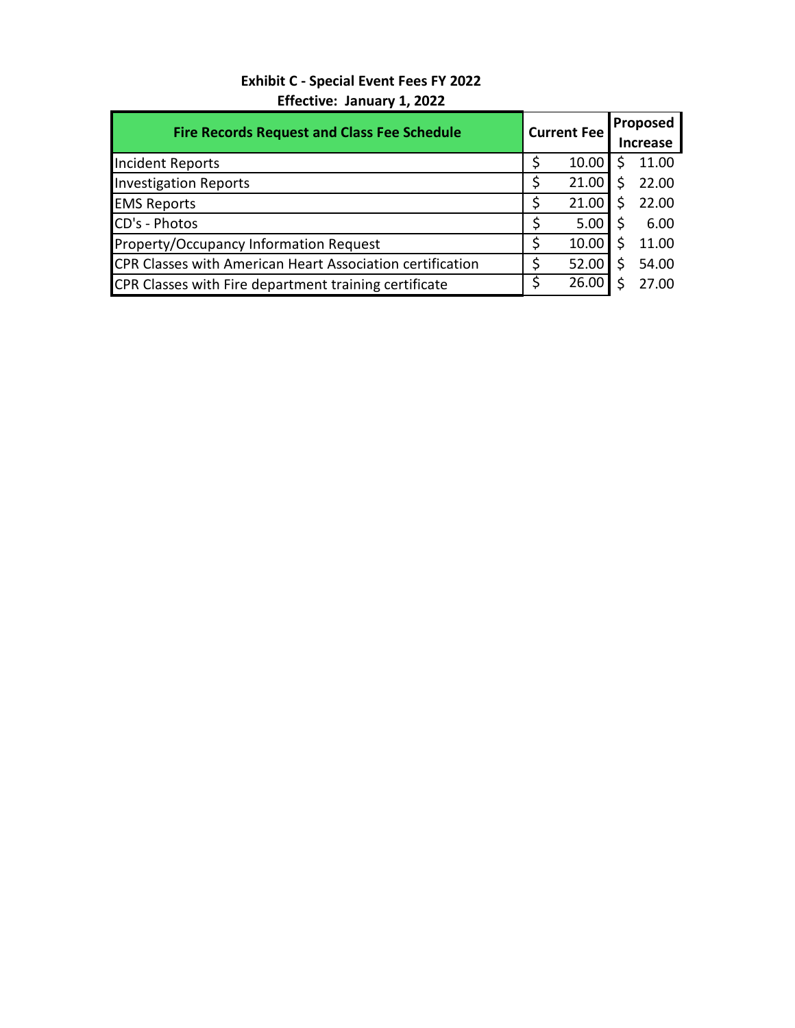**Exhibit C - Special Event Fees FY 2022**
**Effective: January 1, 2022**

| Fire Records Request and Class Fee Schedule | Current Fee | Proposed Increase |
|---|---|---|
| Incident Reports | $ 10.00 | $ 11.00 |
| Investigation Reports | $ 21.00 | $ 22.00 |
| EMS Reports | $ 21.00 | $ 22.00 |
| CD's - Photos | $ 5.00 | $ 6.00 |
| Property/Occupancy Information Request | $ 10.00 | $ 11.00 |
| CPR Classes with American Heart Association certification | $ 52.00 | $ 54.00 |
| CPR Classes with Fire department training certificate | $ 26.00 | $ 27.00 |